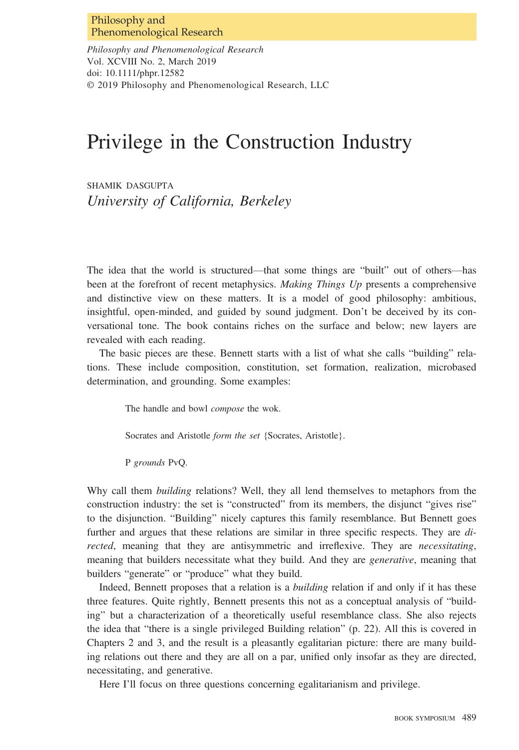# Privilege in the Construction Industry

SHAMIK DASGUPTA
*University of California, Berkeley*

The idea that the world is structured—that some things are "built" out of others—has been at the forefront of recent metaphysics. *Making Things Up* presents a comprehensive and distinctive view on these matters. It is a model of good philosophy: ambitious, insightful, open-minded, and guided by sound judgment. Don't be deceived by its conversational tone. The book contains riches on the surface and below; new layers are revealed with each reading.

The basic pieces are these. Bennett starts with a list of what she calls "building" relations. These include composition, constitution, set formation, realization, microbased determination, and grounding. Some examples:

> The handle and bowl *compose* the wok.
>
> Socrates and Aristotle *form the set* {Socrates, Aristotle}.
>
> P *grounds* PvQ.

Why call them *building* relations? Well, they all lend themselves to metaphors from the construction industry: the set is "constructed" from its members, the disjunct "gives rise" to the disjunction. "Building" nicely captures this family resemblance. But Bennett goes further and argues that these relations are similar in three specific respects. They are *directed*, meaning that they are antisymmetric and irreflexive. They are *necessitating*, meaning that builders necessitate what they build. And they are *generative*, meaning that builders "generate" or "produce" what they build.

Indeed, Bennett proposes that a relation is a *building* relation if and only if it has these three features. Quite rightly, Bennett presents this not as a conceptual analysis of "building" but a characterization of a theoretically useful resemblance class. She also rejects the idea that "there is a single privileged Building relation" (p. 22). All this is covered in Chapters 2 and 3, and the result is a pleasantly egalitarian picture: there are many building relations out there and they are all on a par, unified only insofar as they are directed, necessitating, and generative.

Here I'll focus on three questions concerning egalitarianism and privilege.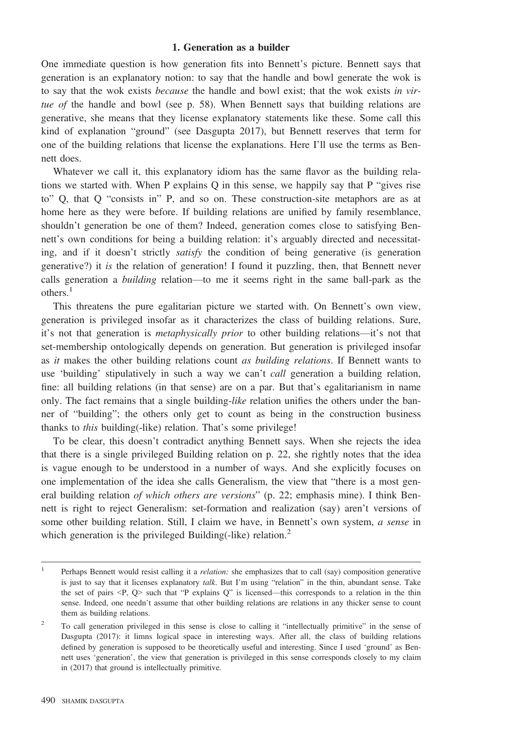### 1. Generation as a builder

One immediate question is how generation fits into Bennett's picture. Bennett says that generation is an explanatory notion: to say that the handle and bowl generate the wok is to say that the wok exists *because* the handle and bowl exist; that the wok exists *in virtue of* the handle and bowl (see p. 58). When Bennett says that building relations are generative, she means that they license explanatory statements like these. Some call this kind of explanation "ground" (see Dasgupta 2017), but Bennett reserves that term for one of the building relations that license the explanations. Here I'll use the terms as Bennett does.

Whatever we call it, this explanatory idiom has the same flavor as the building relations we started with. When P explains Q in this sense, we happily say that P "gives rise to" Q, that Q "consists in" P, and so on. These construction-site metaphors are as at home here as they were before. If building relations are unified by family resemblance, shouldn't generation be one of them? Indeed, generation comes close to satisfying Bennett's own conditions for being a building relation: it's arguably directed and necessitating, and if it doesn't strictly *satisfy* the condition of being generative (is generation generative?) it *is* the relation of generation! I found it puzzling, then, that Bennett never calls generation a *building* relation—to me it seems right in the same ball-park as the others.[1]

This threatens the pure egalitarian picture we started with. On Bennett's own view, generation is privileged insofar as it characterizes the class of building relations. Sure, it's not that generation is *metaphysically prior* to other building relations—it's not that set-membership ontologically depends on generation. But generation is privileged insofar as *it* makes the other building relations count *as building relations*. If Bennett wants to use 'building' stipulatively in such a way we can't *call* generation a building relation, fine: all building relations (in that sense) are on a par. But that's egalitarianism in name only. The fact remains that a single building-*like* relation unifies the others under the banner of "building"; the others only get to count as being in the construction business thanks to *this* building(-like) relation. That's some privilege!

To be clear, this doesn't contradict anything Bennett says. When she rejects the idea that there is a single privileged Building relation on p. 22, she rightly notes that the idea is vague enough to be understood in a number of ways. And she explicitly focuses on one implementation of the idea she calls Generalism, the view that "there is a most general building relation *of which others are versions*" (p. 22; emphasis mine). I think Bennett is right to reject Generalism: set-formation and realization (say) aren't versions of some other building relation. Still, I claim we have, in Bennett's own system, *a sense* in which generation is the privileged Building(-like) relation.[2]

---

[1] Perhaps Bennett would resist calling it a *relation:* she emphasizes that to call (say) composition generative is just to say that it licenses explanatory *talk*. But I'm using "relation" in the thin, abundant sense. Take the set of pairs <P, Q> such that "P explains Q" is licensed—this corresponds to a relation in the thin sense. Indeed, one needn't assume that other building relations are relations in any thicker sense to count them as building relations.

[2] To call generation privileged in this sense is close to calling it "intellectually primitive" in the sense of Dasgupta (2017): it limns logical space in interesting ways. After all, the class of building relations defined by generation is supposed to be theoretically useful and interesting. Since I used 'ground' as Bennett uses 'generation', the view that generation is privileged in this sense corresponds closely to my claim in (2017) that ground is intellectually primitive.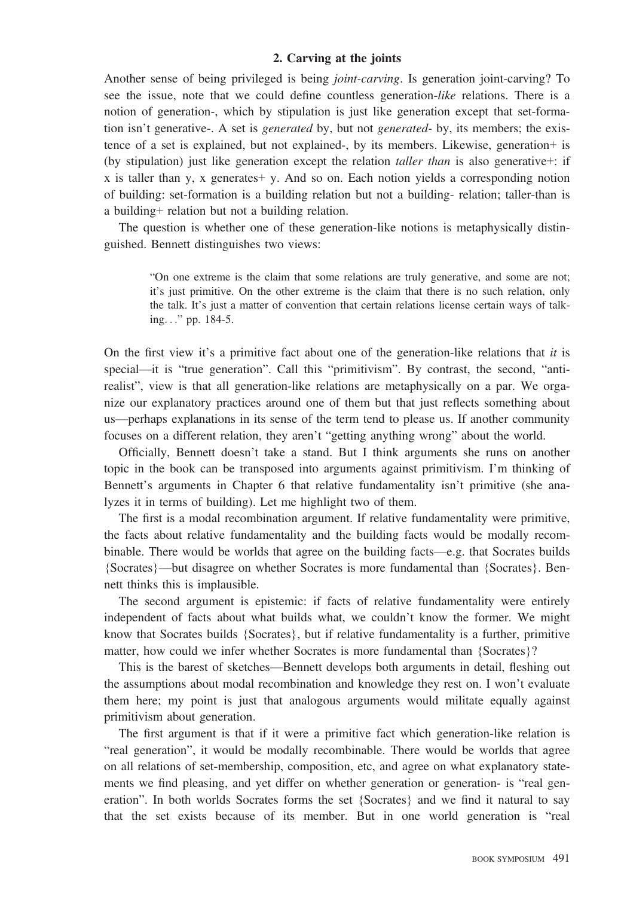## 2. Carving at the joints

Another sense of being privileged is being *joint-carving*. Is generation joint-carving? To see the issue, note that we could define countless generation-*like* relations. There is a notion of generation-, which by stipulation is just like generation except that set-formation isn't generative-. A set is *generated* by, but not *generated-* by, its members; the existence of a set is explained, but not explained-, by its members. Likewise, generation+ is (by stipulation) just like generation except the relation *taller than* is also generative+: if x is taller than y, x generates+ y. And so on. Each notion yields a corresponding notion of building: set-formation is a building relation but not a building- relation; taller-than is a building+ relation but not a building relation.

The question is whether one of these generation-like notions is metaphysically distinguished. Bennett distinguishes two views:

> "On one extreme is the claim that some relations are truly generative, and some are not; it's just primitive. On the other extreme is the claim that there is no such relation, only the talk. It's just a matter of convention that certain relations license certain ways of talking…" pp. 184-5.

On the first view it's a primitive fact about one of the generation-like relations that *it* is special—it is "true generation". Call this "primitivism". By contrast, the second, "anti-realist", view is that all generation-like relations are metaphysically on a par. We organize our explanatory practices around one of them but that just reflects something about us—perhaps explanations in its sense of the term tend to please us. If another community focuses on a different relation, they aren't "getting anything wrong" about the world.

Officially, Bennett doesn't take a stand. But I think arguments she runs on another topic in the book can be transposed into arguments against primitivism. I'm thinking of Bennett's arguments in Chapter 6 that relative fundamentality isn't primitive (she analyzes it in terms of building). Let me highlight two of them.

The first is a modal recombination argument. If relative fundamentality were primitive, the facts about relative fundamentality and the building facts would be modally recombinable. There would be worlds that agree on the building facts—e.g. that Socrates builds {Socrates}—but disagree on whether Socrates is more fundamental than {Socrates}. Bennett thinks this is implausible.

The second argument is epistemic: if facts of relative fundamentality were entirely independent of facts about what builds what, we couldn't know the former. We might know that Socrates builds {Socrates}, but if relative fundamentality is a further, primitive matter, how could we infer whether Socrates is more fundamental than {Socrates}?

This is the barest of sketches—Bennett develops both arguments in detail, fleshing out the assumptions about modal recombination and knowledge they rest on. I won't evaluate them here; my point is just that analogous arguments would militate equally against primitivism about generation.

The first argument is that if it were a primitive fact which generation-like relation is "real generation", it would be modally recombinable. There would be worlds that agree on all relations of set-membership, composition, etc, and agree on what explanatory statements we find pleasing, and yet differ on whether generation or generation- is "real generation". In both worlds Socrates forms the set {Socrates} and we find it natural to say that the set exists because of its member. But in one world generation is "real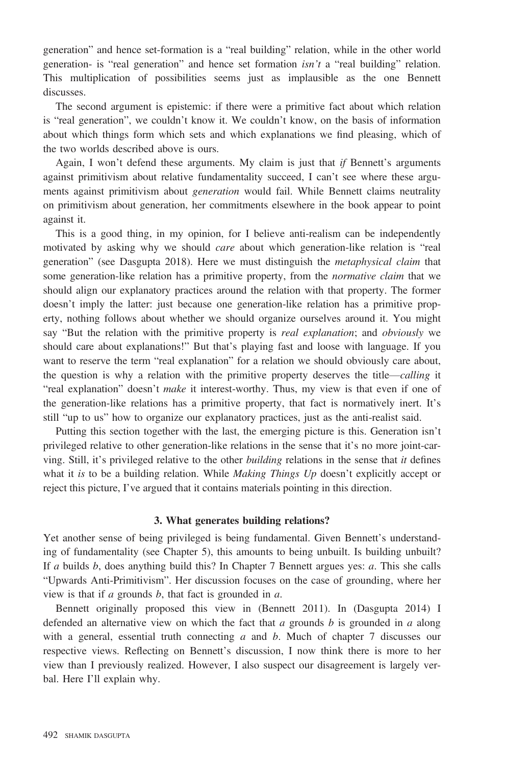generation" and hence set-formation is a "real building" relation, while in the other world generation- is "real generation" and hence set formation *isn't* a "real building" relation. This multiplication of possibilities seems just as implausible as the one Bennett discusses.

The second argument is epistemic: if there were a primitive fact about which relation is "real generation", we couldn't know it. We couldn't know, on the basis of information about which things form which sets and which explanations we find pleasing, which of the two worlds described above is ours.

Again, I won't defend these arguments. My claim is just that *if* Bennett's arguments against primitivism about relative fundamentality succeed, I can't see where these arguments against primitivism about *generation* would fail. While Bennett claims neutrality on primitivism about generation, her commitments elsewhere in the book appear to point against it.

This is a good thing, in my opinion, for I believe anti-realism can be independently motivated by asking why we should *care* about which generation-like relation is "real generation" (see Dasgupta 2018). Here we must distinguish the *metaphysical claim* that some generation-like relation has a primitive property, from the *normative claim* that we should align our explanatory practices around the relation with that property. The former doesn't imply the latter: just because one generation-like relation has a primitive property, nothing follows about whether we should organize ourselves around it. You might say "But the relation with the primitive property is *real explanation*; and *obviously* we should care about explanations!" But that's playing fast and loose with language. If you want to reserve the term "real explanation" for a relation we should obviously care about, the question is why a relation with the primitive property deserves the title—*calling* it "real explanation" doesn't *make* it interest-worthy. Thus, my view is that even if one of the generation-like relations has a primitive property, that fact is normatively inert. It's still "up to us" how to organize our explanatory practices, just as the anti-realist said.

Putting this section together with the last, the emerging picture is this. Generation isn't privileged relative to other generation-like relations in the sense that it's no more joint-carving. Still, it's privileged relative to the other *building* relations in the sense that *it* defines what it *is* to be a building relation. While *Making Things Up* doesn't explicitly accept or reject this picture, I've argued that it contains materials pointing in this direction.

## 3. What generates building relations?

Yet another sense of being privileged is being fundamental. Given Bennett's understanding of fundamentality (see Chapter 5), this amounts to being unbuilt. Is building unbuilt? If $a$ builds $b$, does anything build this? In Chapter 7 Bennett argues yes: $a$. This she calls "Upwards Anti-Primitivism". Her discussion focuses on the case of grounding, where her view is that if $a$ grounds $b$, that fact is grounded in $a$.

Bennett originally proposed this view in (Bennett 2011). In (Dasgupta 2014) I defended an alternative view on which the fact that $a$ grounds $b$ is grounded in $a$ along with a general, essential truth connecting $a$ and $b$. Much of chapter 7 discusses our respective views. Reflecting on Bennett's discussion, I now think there is more to her view than I previously realized. However, I also suspect our disagreement is largely verbal. Here I'll explain why.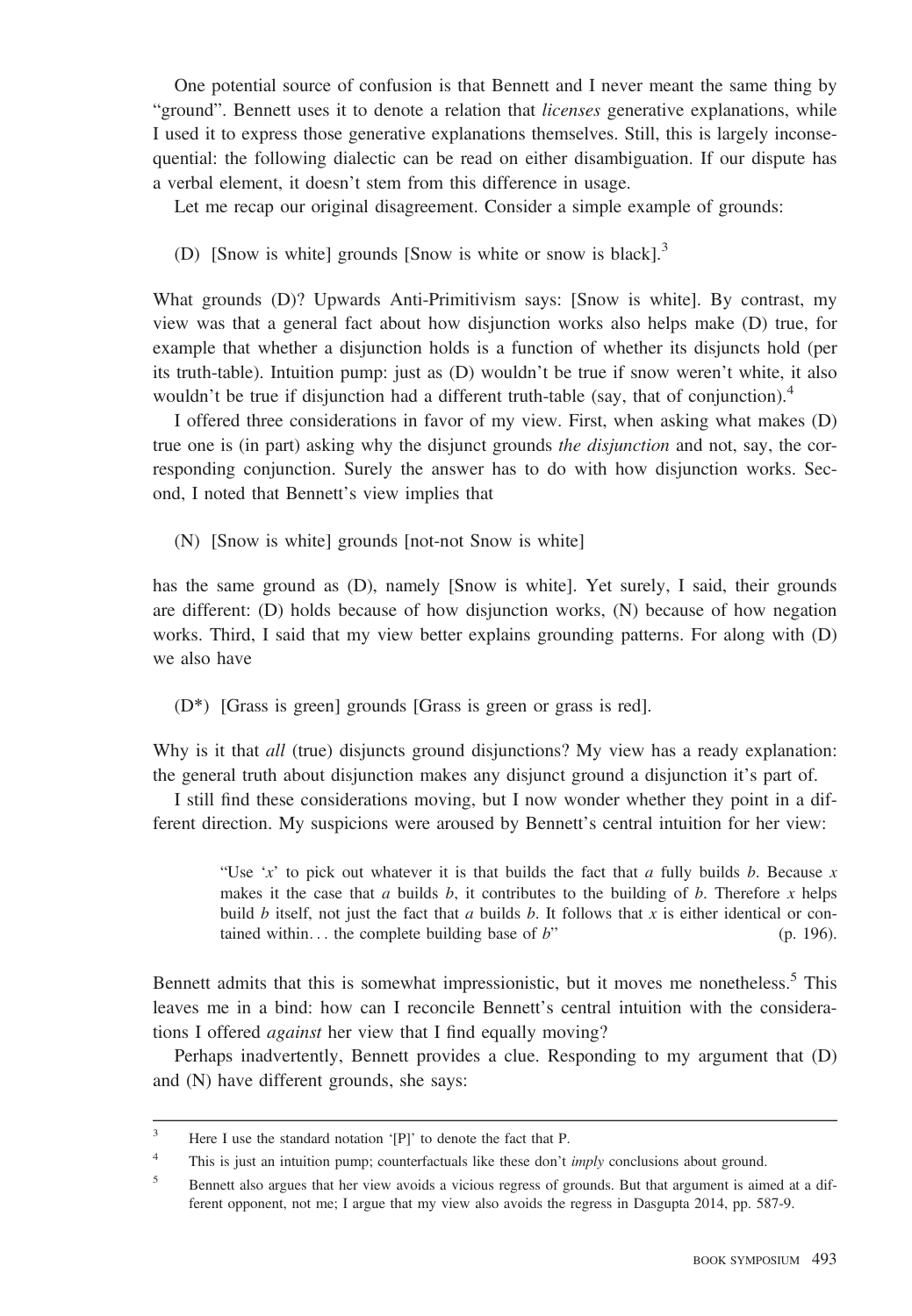One potential source of confusion is that Bennett and I never meant the same thing by "ground". Bennett uses it to denote a relation that *licenses* generative explanations, while I used it to express those generative explanations themselves. Still, this is largely inconsequential: the following dialectic can be read on either disambiguation. If our dispute has a verbal element, it doesn't stem from this difference in usage.

Let me recap our original disagreement. Consider a simple example of grounds:

(D) [Snow is white] grounds [Snow is white or snow is black].[3]

What grounds (D)? Upwards Anti-Primitivism says: [Snow is white]. By contrast, my view was that a general fact about how disjunction works also helps make (D) true, for example that whether a disjunction holds is a function of whether its disjuncts hold (per its truth-table). Intuition pump: just as (D) wouldn't be true if snow weren't white, it also wouldn't be true if disjunction had a different truth-table (say, that of conjunction).[4]

I offered three considerations in favor of my view. First, when asking what makes (D) true one is (in part) asking why the disjunct grounds *the disjunction* and not, say, the corresponding conjunction. Surely the answer has to do with how disjunction works. Second, I noted that Bennett's view implies that

(N) [Snow is white] grounds [not-not Snow is white]

has the same ground as (D), namely [Snow is white]. Yet surely, I said, their grounds are different: (D) holds because of how disjunction works, (N) because of how negation works. Third, I said that my view better explains grounding patterns. For along with (D) we also have

(D*) [Grass is green] grounds [Grass is green or grass is red].

Why is it that *all* (true) disjuncts ground disjunctions? My view has a ready explanation: the general truth about disjunction makes any disjunct ground a disjunction it's part of.

I still find these considerations moving, but I now wonder whether they point in a different direction. My suspicions were aroused by Bennett's central intuition for her view:

> "Use '$x$' to pick out whatever it is that builds the fact that $a$ fully builds $b$. Because $x$ makes it the case that $a$ builds $b$, it contributes to the building of $b$. Therefore $x$ helps build $b$ itself, not just the fact that $a$ builds $b$. It follows that $x$ is either identical or contained within… the complete building base of $b$" (p. 196).

Bennett admits that this is somewhat impressionistic, but it moves me nonetheless.[5] This leaves me in a bind: how can I reconcile Bennett's central intuition with the considerations I offered *against* her view that I find equally moving?

Perhaps inadvertently, Bennett provides a clue. Responding to my argument that (D) and (N) have different grounds, she says:

---

[3] Here I use the standard notation '[P]' to denote the fact that P.

[4] This is just an intuition pump; counterfactuals like these don't *imply* conclusions about ground.

[5] Bennett also argues that her view avoids a vicious regress of grounds. But that argument is aimed at a different opponent, not me; I argue that my view also avoids the regress in Dasgupta 2014, pp. 587-9.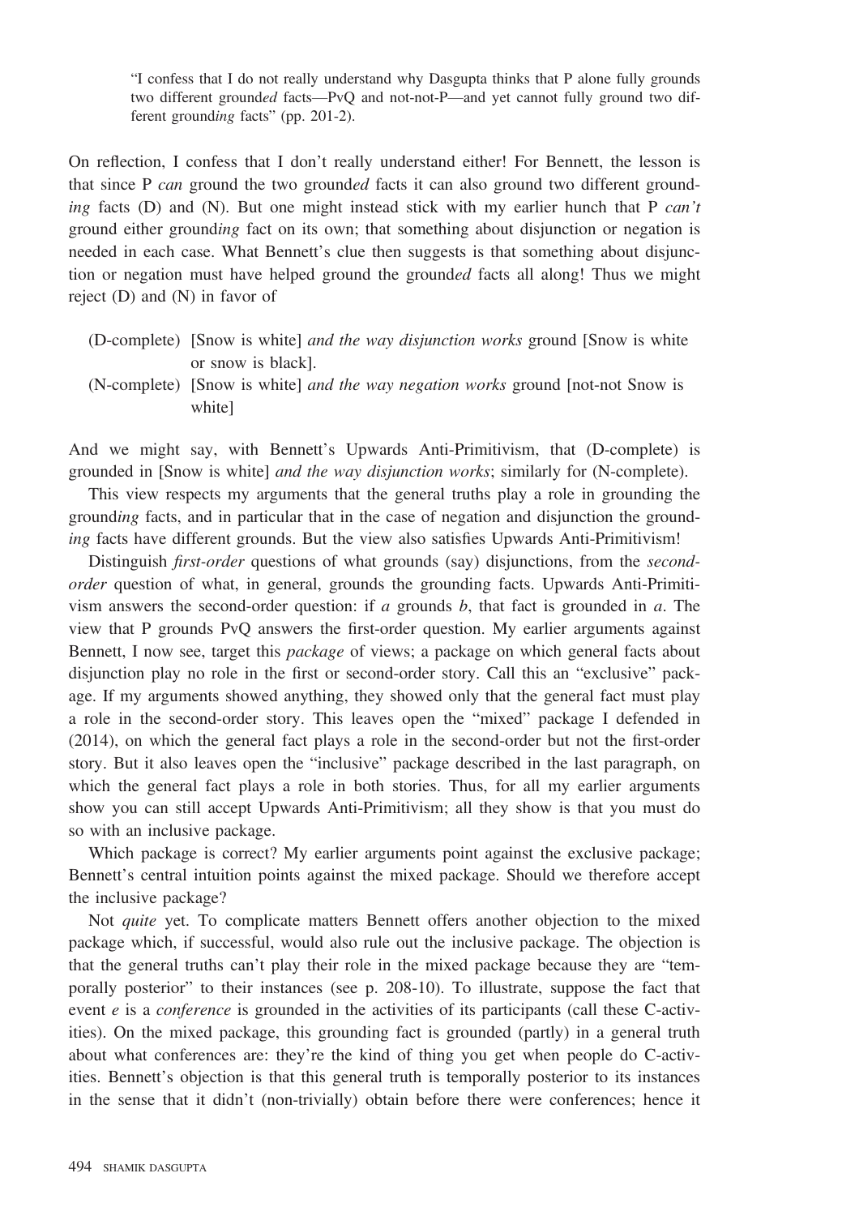> "I confess that I do not really understand why Dasgupta thinks that P alone fully grounds two different ground*ed* facts—PvQ and not-not-P—and yet cannot fully ground two different ground*ing* facts" (pp. 201-2).

On reflection, I confess that I don't really understand either! For Bennett, the lesson is that since P *can* ground the two ground*ed* facts it can also ground two different ground*ing* facts (D) and (N). But one might instead stick with my earlier hunch that P *can't* ground either ground*ing* fact on its own; that something about disjunction or negation is needed in each case. What Bennett's clue then suggests is that something about disjunction or negation must have helped ground the ground*ed* facts all along! Thus we might reject (D) and (N) in favor of

> (D-complete) [Snow is white] *and the way disjunction works* ground [Snow is white or snow is black].
>
> (N-complete) [Snow is white] *and the way negation works* ground [not-not Snow is white]

And we might say, with Bennett's Upwards Anti-Primitivism, that (D-complete) is grounded in [Snow is white] *and the way disjunction works*; similarly for (N-complete).

This view respects my arguments that the general truths play a role in grounding the ground*ing* facts, and in particular that in the case of negation and disjunction the ground*ing* facts have different grounds. But the view also satisfies Upwards Anti-Primitivism!

Distinguish *first-order* questions of what grounds (say) disjunctions, from the *second-order* question of what, in general, grounds the grounding facts. Upwards Anti-Primitivism answers the second-order question: if *a* grounds *b*, that fact is grounded in *a*. The view that P grounds PvQ answers the first-order question. My earlier arguments against Bennett, I now see, target this *package* of views; a package on which general facts about disjunction play no role in the first or second-order story. Call this an "exclusive" package. If my arguments showed anything, they showed only that the general fact must play a role in the second-order story. This leaves open the "mixed" package I defended in (2014), on which the general fact plays a role in the second-order but not the first-order story. But it also leaves open the "inclusive" package described in the last paragraph, on which the general fact plays a role in both stories. Thus, for all my earlier arguments show you can still accept Upwards Anti-Primitivism; all they show is that you must do so with an inclusive package.

Which package is correct? My earlier arguments point against the exclusive package; Bennett's central intuition points against the mixed package. Should we therefore accept the inclusive package?

Not *quite* yet. To complicate matters Bennett offers another objection to the mixed package which, if successful, would also rule out the inclusive package. The objection is that the general truths can't play their role in the mixed package because they are "temporally posterior" to their instances (see p. 208-10). To illustrate, suppose the fact that event *e* is a *conference* is grounded in the activities of its participants (call these C-activities). On the mixed package, this grounding fact is grounded (partly) in a general truth about what conferences are: they're the kind of thing you get when people do C-activities. Bennett's objection is that this general truth is temporally posterior to its instances in the sense that it didn't (non-trivially) obtain before there were conferences; hence it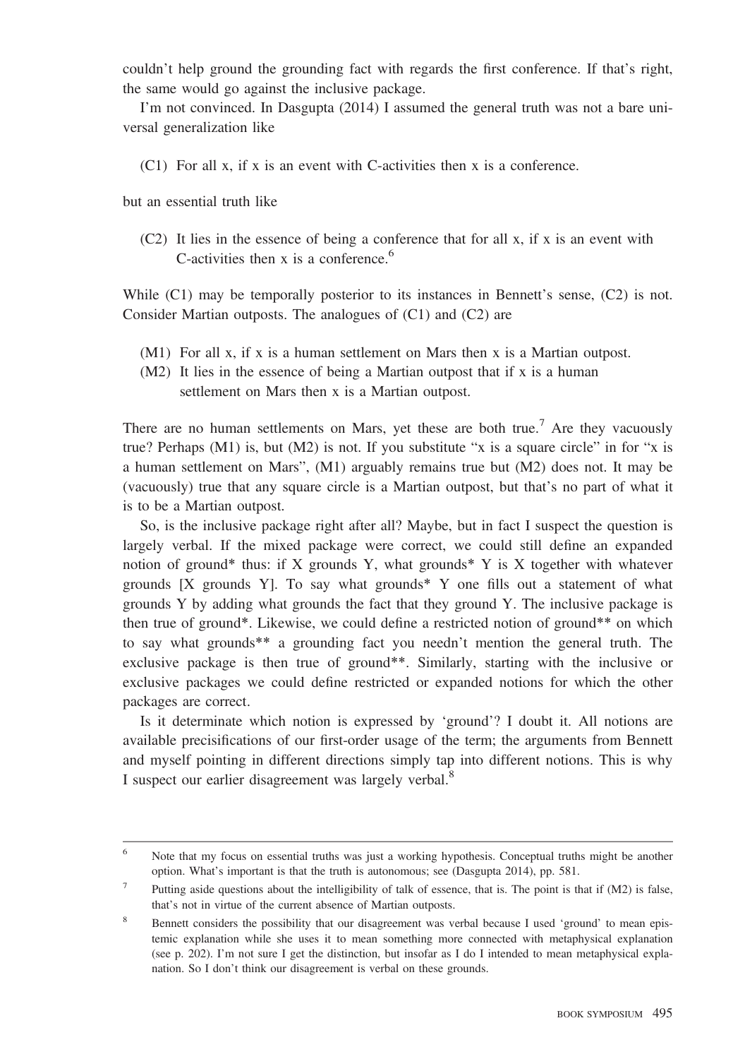couldn't help ground the grounding fact with regards the first conference. If that's right, the same would go against the inclusive package.

I'm not convinced. In Dasgupta (2014) I assumed the general truth was not a bare universal generalization like

> (C1) For all x, if x is an event with C-activities then x is a conference.

but an essential truth like

> (C2) It lies in the essence of being a conference that for all x, if x is an event with C-activities then x is a conference.[6]

While (C1) may be temporally posterior to its instances in Bennett's sense, (C2) is not. Consider Martian outposts. The analogues of (C1) and (C2) are

> (M1) For all x, if x is a human settlement on Mars then x is a Martian outpost.
> (M2) It lies in the essence of being a Martian outpost that if x is a human settlement on Mars then x is a Martian outpost.

There are no human settlements on Mars, yet these are both true.[7] Are they vacuously true? Perhaps (M1) is, but (M2) is not. If you substitute "x is a square circle" in for "x is a human settlement on Mars", (M1) arguably remains true but (M2) does not. It may be (vacuously) true that any square circle is a Martian outpost, but that's no part of what it is to be a Martian outpost.

So, is the inclusive package right after all? Maybe, but in fact I suspect the question is largely verbal. If the mixed package were correct, we could still define an expanded notion of ground* thus: if X grounds Y, what grounds* Y is X together with whatever grounds [X grounds Y]. To say what grounds* Y one fills out a statement of what grounds Y by adding what grounds the fact that they ground Y. The inclusive package is then true of ground*. Likewise, we could define a restricted notion of ground** on which to say what grounds** a grounding fact you needn't mention the general truth. The exclusive package is then true of ground**. Similarly, starting with the inclusive or exclusive packages we could define restricted or expanded notions for which the other packages are correct.

Is it determinate which notion is expressed by 'ground'? I doubt it. All notions are available precisifications of our first-order usage of the term; the arguments from Bennett and myself pointing in different directions simply tap into different notions. This is why I suspect our earlier disagreement was largely verbal.[8]

---

[6] Note that my focus on essential truths was just a working hypothesis. Conceptual truths might be another option. What's important is that the truth is autonomous; see (Dasgupta 2014), pp. 581.

[7] Putting aside questions about the intelligibility of talk of essence, that is. The point is that if (M2) is false, that's not in virtue of the current absence of Martian outposts.

[8] Bennett considers the possibility that our disagreement was verbal because I used 'ground' to mean epistemic explanation while she uses it to mean something more connected with metaphysical explanation (see p. 202). I'm not sure I get the distinction, but insofar as I do I intended to mean metaphysical explanation. So I don't think our disagreement is verbal on these grounds.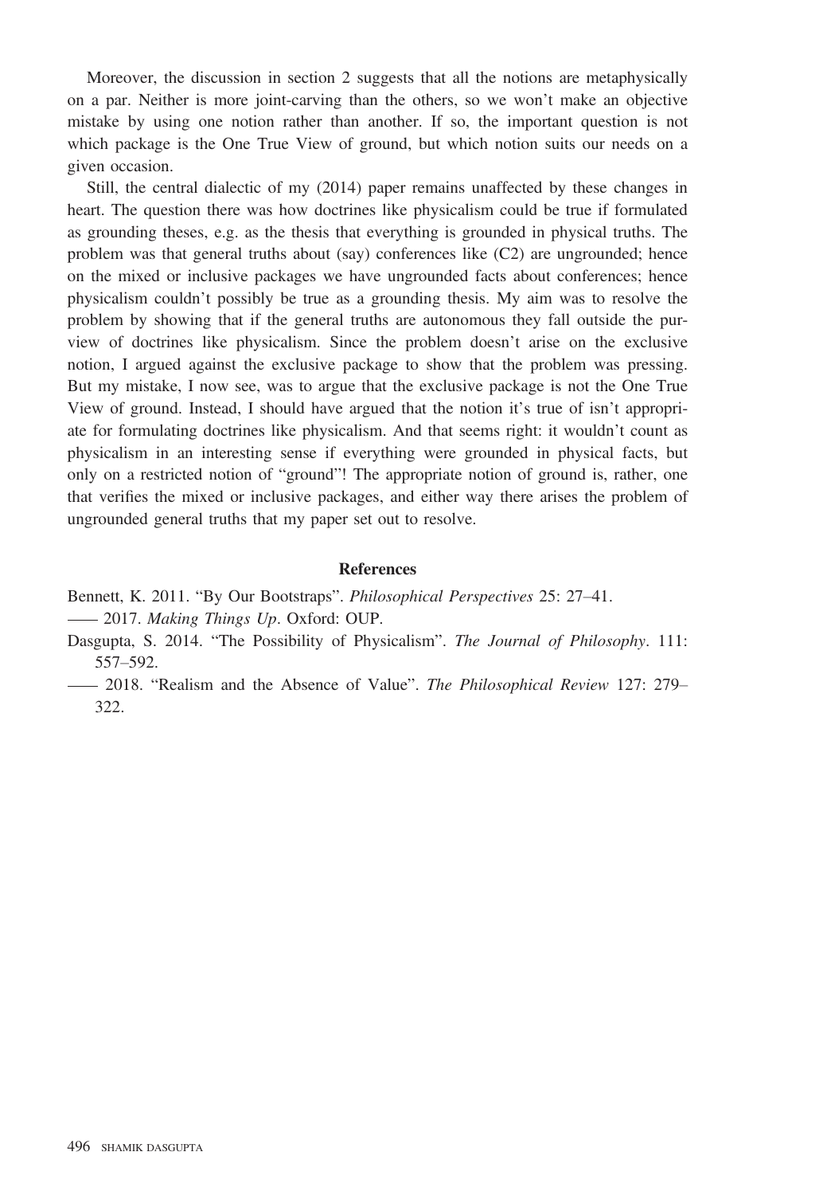Moreover, the discussion in section 2 suggests that all the notions are metaphysically on a par. Neither is more joint-carving than the others, so we won't make an objective mistake by using one notion rather than another. If so, the important question is not which package is the One True View of ground, but which notion suits our needs on a given occasion.

Still, the central dialectic of my (2014) paper remains unaffected by these changes in heart. The question there was how doctrines like physicalism could be true if formulated as grounding theses, e.g. as the thesis that everything is grounded in physical truths. The problem was that general truths about (say) conferences like (C2) are ungrounded; hence on the mixed or inclusive packages we have ungrounded facts about conferences; hence physicalism couldn't possibly be true as a grounding thesis. My aim was to resolve the problem by showing that if the general truths are autonomous they fall outside the purview of doctrines like physicalism. Since the problem doesn't arise on the exclusive notion, I argued against the exclusive package to show that the problem was pressing. But my mistake, I now see, was to argue that the exclusive package is not the One True View of ground. Instead, I should have argued that the notion it's true of isn't appropriate for formulating doctrines like physicalism. And that seems right: it wouldn't count as physicalism in an interesting sense if everything were grounded in physical facts, but only on a restricted notion of "ground"! The appropriate notion of ground is, rather, one that verifies the mixed or inclusive packages, and either way there arises the problem of ungrounded general truths that my paper set out to resolve.

## References

Bennett, K. 2011. "By Our Bootstraps". *Philosophical Perspectives* 25: 27–41.

—— 2017. *Making Things Up*. Oxford: OUP.

Dasgupta, S. 2014. "The Possibility of Physicalism". *The Journal of Philosophy*. 111: 557–592.

—— 2018. "Realism and the Absence of Value". *The Philosophical Review* 127: 279–322.